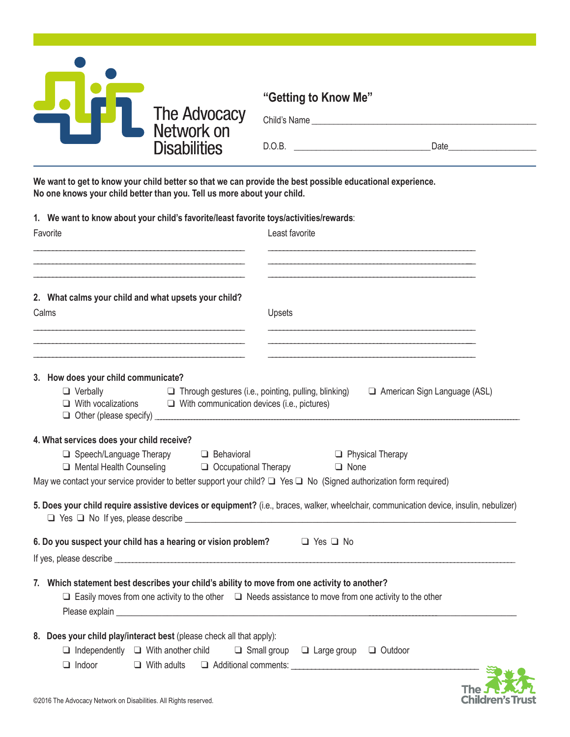The Advocacy Network on Disabilities

# "Getting to Know Me"

Child's Name ______________________________________________

D.O.B. ___________________________ Date__________________

**We want to get to know your child better so that we can provide the best possible educational experience. No one knows your child better than you. Tell us more about your child.**

**1. We want to know about your child's favorite/least favorite toys/activities/rewards**:

| Favorite | Least favorite |
|---|---|
| ______________________________ | ______________________________ |
| ______________________________ | ______________________________ |
| ______________________________ | ______________________________ |

**2. What calms your child and what upsets your child?**

| Calms | Upsets |
|---|---|
| ______________________________ | ______________________________ |
| ______________________________ | ______________________________ |
| ______________________________ | ______________________________ |

**3. How does your child communicate?**

❑ Verbally ❑ Through gestures (i.e., pointing, pulling, blinking) ❑ American Sign Language (ASL)
❑ With vocalizations ❑ With communication devices (i.e., pictures)
❑ Other (please specify) ______________________________________________

**4. What services does your child receive?**

❑ Speech/Language Therapy ❑ Behavioral ❑ Physical Therapy
❑ Mental Health Counseling ❑ Occupational Therapy ❑ None

May we contact your service provider to better support your child? ❑ Yes ❑ No (Signed authorization form required)

**5. Does your child require assistive devices or equipment?** (i.e., braces, walker, wheelchair, communication device, insulin, nebulizer)
❑ Yes ❑ No If yes, please describe ______________________________________________

**6. Do you suspect your child has a hearing or vision problem?** ❑ Yes ❑ No

If yes, please describe ______________________________________________

**7. Which statement best describes your child's ability to move from one activity to another?**

❑ Easily moves from one activity to the other ❑ Needs assistance to move from one activity to the other
Please explain ______________________________________________

**8. Does your child play/interact best** (please check all that apply):

❑ Independently ❑ With another child ❑ Small group ❑ Large group ❑ Outdoor
❑ Indoor ❑ With adults ❑ Additional comments: ______________________________

©2016 The Advocacy Network on Disabilities. All Rights reserved.

The Children's Trust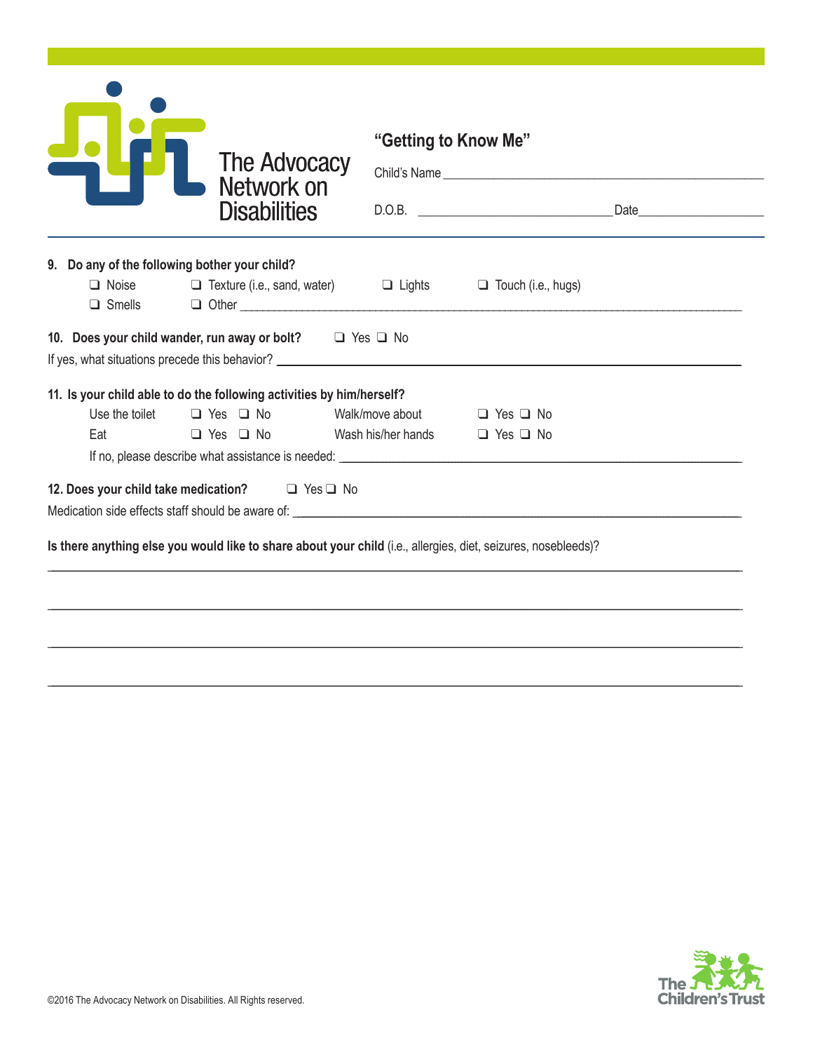The Advocacy Network on Disabilities

## "Getting to Know Me"

Child's Name ___________________________________________

D.O.B. ____________________________ Date___________________

**9. Do any of the following bother your child?**

❑ Noise ❑ Texture (i.e., sand, water) ❑ Lights ❑ Touch (i.e., hugs)

❑ Smells ❑ Other ___________________________________________

**10. Does your child wander, run away or bolt?** ❑ Yes ❑ No

If yes, what situations precede this behavior? ___________________________________________

**11. Is your child able to do the following activities by him/herself?**

| | | | |
|---|---|---|---|
| Use the toilet | ❑ Yes ❑ No | Walk/move about | ❑ Yes ❑ No |
| Eat | ❑ Yes ❑ No | Wash his/her hands | ❑ Yes ❑ No |

If no, please describe what assistance is needed: ___________________________________________

**12. Does your child take medication?** ❑ Yes ❑ No

Medication side effects staff should be aware of: ___________________________________________

**Is there anything else you would like to share about your child** (i.e., allergies, diet, seizures, nosebleeds)?

___________________________________________

___________________________________________

___________________________________________

___________________________________________

©2016 The Advocacy Network on Disabilities. All Rights reserved.

The Children's Trust